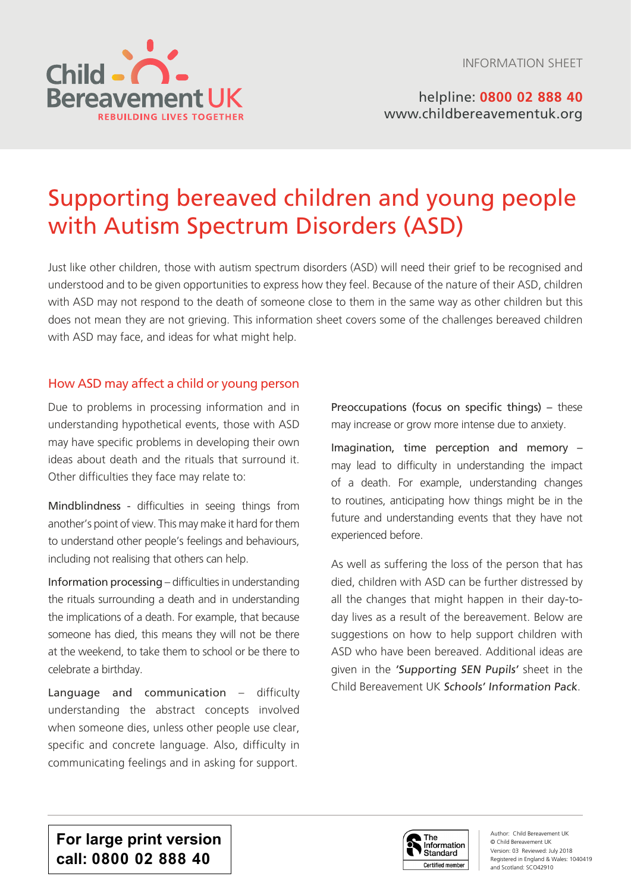INFORMATION SHEET

helpline: **0800 02 888 40**
www.childbereavementuk.org

# Supporting bereaved children and young people with Autism Spectrum Disorders (ASD)

Just like other children, those with autism spectrum disorders (ASD) will need their grief to be recognised and understood and to be given opportunities to express how they feel. Because of the nature of their ASD, children with ASD may not respond to the death of someone close to them in the same way as other children but this does not mean they are not grieving. This information sheet covers some of the challenges bereaved children with ASD may face, and ideas for what might help.

## How ASD may affect a child or young person

Due to problems in processing information and in understanding hypothetical events, those with ASD may have specific problems in developing their own ideas about death and the rituals that surround it. Other difficulties they face may relate to:

Mindblindness - difficulties in seeing things from another's point of view. This may make it hard for them to understand other people's feelings and behaviours, including not realising that others can help.

Information processing – difficulties in understanding the rituals surrounding a death and in understanding the implications of a death. For example, that because someone has died, this means they will not be there at the weekend, to take them to school or be there to celebrate a birthday.

Language and communication – difficulty understanding the abstract concepts involved when someone dies, unless other people use clear, specific and concrete language. Also, difficulty in communicating feelings and in asking for support.

Preoccupations (focus on specific things) – these may increase or grow more intense due to anxiety.

Imagination, time perception and memory – may lead to difficulty in understanding the impact of a death. For example, understanding changes to routines, anticipating how things might be in the future and understanding events that they have not experienced before.

As well as suffering the loss of the person that has died, children with ASD can be further distressed by all the changes that might happen in their day-to-day lives as a result of the bereavement. Below are suggestions on how to help support children with ASD who have been bereaved. Additional ideas are given in the *'Supporting SEN Pupils'* sheet in the Child Bereavement UK *Schools' Information Pack*.

**For large print version call: 0800 02 888 40**

Author: Child Bereavement UK
© Child Bereavement UK
Version: 03 Reviewed: July 2018
Registered in England & Wales: 1040419 and Scotland: SCO42910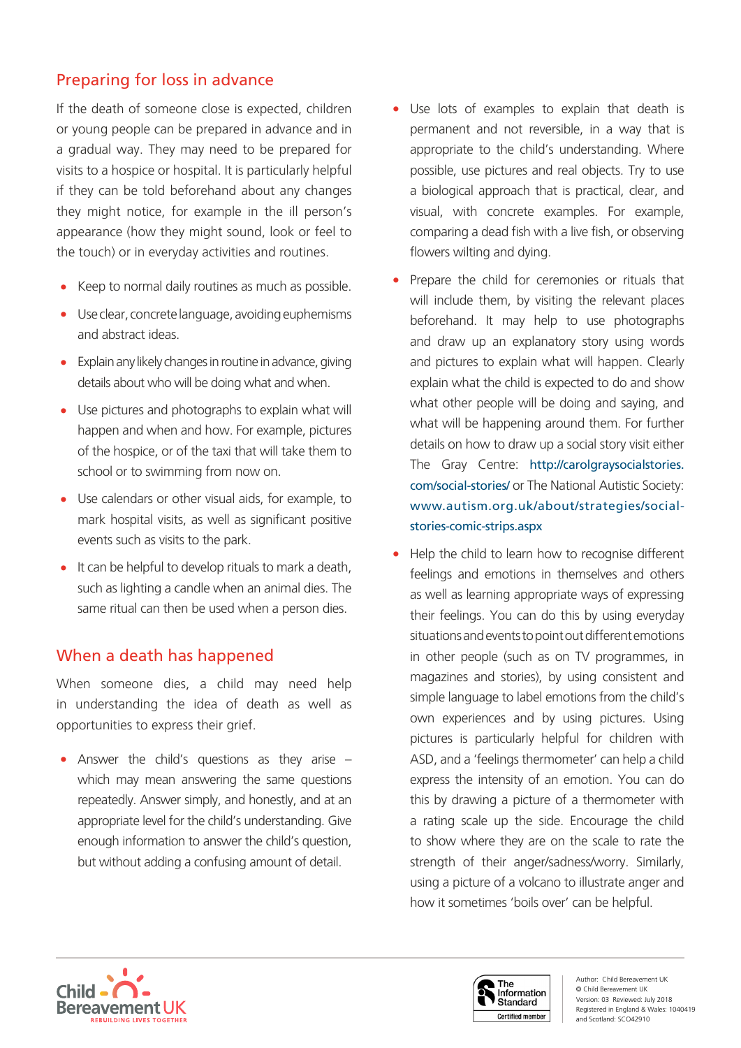## Preparing for loss in advance

If the death of someone close is expected, children or young people can be prepared in advance and in a gradual way. They may need to be prepared for visits to a hospice or hospital. It is particularly helpful if they can be told beforehand about any changes they might notice, for example in the ill person's appearance (how they might sound, look or feel to the touch) or in everyday activities and routines.

- Keep to normal daily routines as much as possible.
- Use clear, concrete language, avoiding euphemisms and abstract ideas.
- Explain any likely changes in routine in advance, giving details about who will be doing what and when.
- Use pictures and photographs to explain what will happen and when and how. For example, pictures of the hospice, or of the taxi that will take them to school or to swimming from now on.
- Use calendars or other visual aids, for example, to mark hospital visits, as well as significant positive events such as visits to the park.
- It can be helpful to develop rituals to mark a death, such as lighting a candle when an animal dies. The same ritual can then be used when a person dies.

## When a death has happened

When someone dies, a child may need help in understanding the idea of death as well as opportunities to express their grief.

- Answer the child's questions as they arise – which may mean answering the same questions repeatedly. Answer simply, and honestly, and at an appropriate level for the child's understanding. Give enough information to answer the child's question, but without adding a confusing amount of detail.
- Use lots of examples to explain that death is permanent and not reversible, in a way that is appropriate to the child's understanding. Where possible, use pictures and real objects. Try to use a biological approach that is practical, clear, and visual, with concrete examples. For example, comparing a dead fish with a live fish, or observing flowers wilting and dying.
- Prepare the child for ceremonies or rituals that will include them, by visiting the relevant places beforehand. It may help to use photographs and draw up an explanatory story using words and pictures to explain what will happen. Clearly explain what the child is expected to do and show what other people will be doing and saying, and what will be happening around them. For further details on how to draw up a social story visit either The Gray Centre: http://carolgraysocialstories.com/social-stories/ or The National Autistic Society: www.autism.org.uk/about/strategies/social-stories-comic-strips.aspx
- Help the child to learn how to recognise different feelings and emotions in themselves and others as well as learning appropriate ways of expressing their feelings. You can do this by using everyday situations and events to point out different emotions in other people (such as on TV programmes, in magazines and stories), by using consistent and simple language to label emotions from the child's own experiences and by using pictures. Using pictures is particularly helpful for children with ASD, and a 'feelings thermometer' can help a child express the intensity of an emotion. You can do this by drawing a picture of a thermometer with a rating scale up the side. Encourage the child to show where they are on the scale to rate the strength of their anger/sadness/worry. Similarly, using a picture of a volcano to illustrate anger and how it sometimes 'boils over' can be helpful.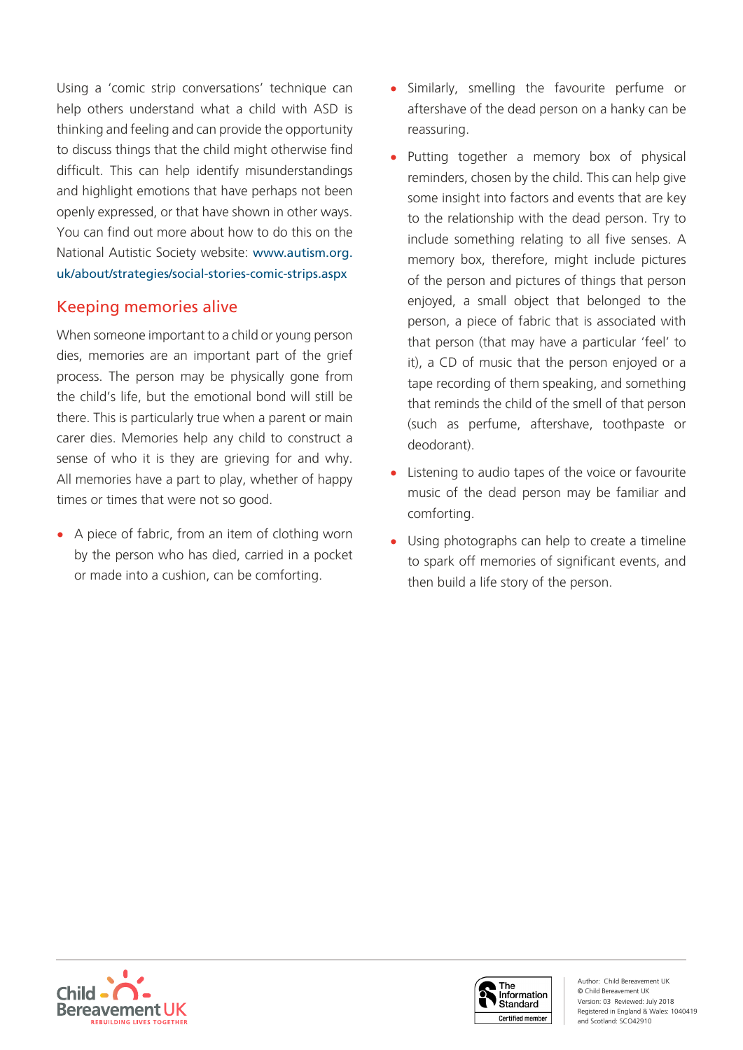Using a 'comic strip conversations' technique can help others understand what a child with ASD is thinking and feeling and can provide the opportunity to discuss things that the child might otherwise find difficult. This can help identify misunderstandings and highlight emotions that have perhaps not been openly expressed, or that have shown in other ways. You can find out more about how to do this on the National Autistic Society website: www.autism.org.uk/about/strategies/social-stories-comic-strips.aspx

## Keeping memories alive

When someone important to a child or young person dies, memories are an important part of the grief process. The person may be physically gone from the child's life, but the emotional bond will still be there. This is particularly true when a parent or main carer dies. Memories help any child to construct a sense of who it is they are grieving for and why. All memories have a part to play, whether of happy times or times that were not so good.

- A piece of fabric, from an item of clothing worn by the person who has died, carried in a pocket or made into a cushion, can be comforting.
- Similarly, smelling the favourite perfume or aftershave of the dead person on a hanky can be reassuring.
- Putting together a memory box of physical reminders, chosen by the child. This can help give some insight into factors and events that are key to the relationship with the dead person. Try to include something relating to all five senses. A memory box, therefore, might include pictures of the person and pictures of things that person enjoyed, a small object that belonged to the person, a piece of fabric that is associated with that person (that may have a particular 'feel' to it), a CD of music that the person enjoyed or a tape recording of them speaking, and something that reminds the child of the smell of that person (such as perfume, aftershave, toothpaste or deodorant).
- Listening to audio tapes of the voice or favourite music of the dead person may be familiar and comforting.
- Using photographs can help to create a timeline to spark off memories of significant events, and then build a life story of the person.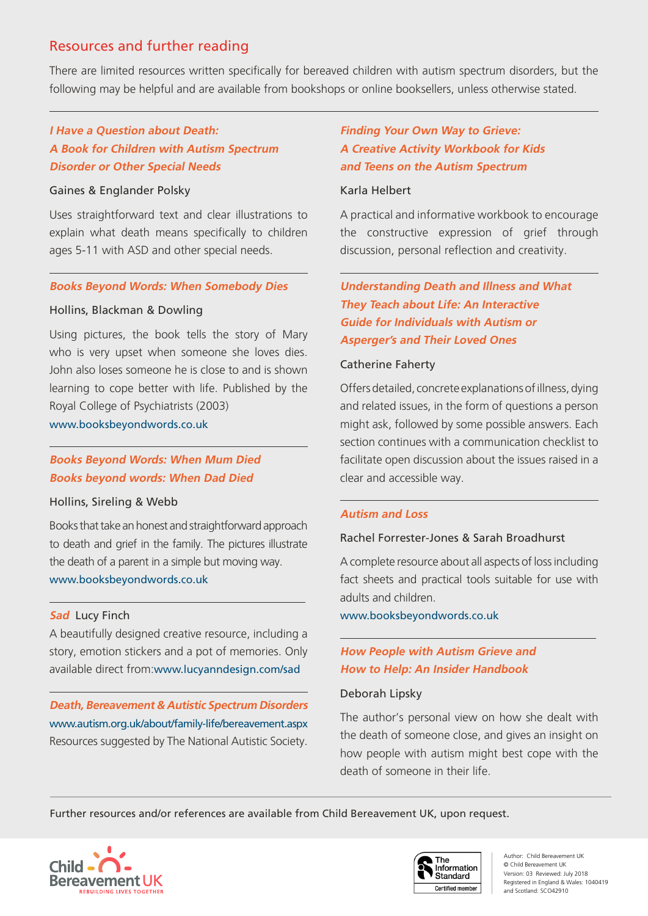## Resources and further reading

There are limited resources written specifically for bereaved children with autism spectrum disorders, but the following may be helpful and are available from bookshops or online booksellers, unless otherwise stated.

***I Have a Question about Death: A Book for Children with Autism Spectrum Disorder or Other Special Needs***

Gaines & Englander Polsky

Uses straightforward text and clear illustrations to explain what death means specifically to children ages 5-11 with ASD and other special needs.

***Books Beyond Words: When Somebody Dies***

Hollins, Blackman & Dowling

Using pictures, the book tells the story of Mary who is very upset when someone she loves dies. John also loses someone he is close to and is shown learning to cope better with life. Published by the Royal College of Psychiatrists (2003)
www.booksbeyondwords.co.uk

***Books Beyond Words: When Mum Died***
***Books beyond words: When Dad Died***

Hollins, Sireling & Webb

Books that take an honest and straightforward approach to death and grief in the family. The pictures illustrate the death of a parent in a simple but moving way.
www.booksbeyondwords.co.uk

***Sad*** Lucy Finch

A beautifully designed creative resource, including a story, emotion stickers and a pot of memories. Only available direct from:www.lucyanndesign.com/sad

***Death, Bereavement & Autistic Spectrum Disorders***

www.autism.org.uk/about/family-life/bereavement.aspx
Resources suggested by The National Autistic Society.

***Finding Your Own Way to Grieve: A Creative Activity Workbook for Kids and Teens on the Autism Spectrum***

Karla Helbert

A practical and informative workbook to encourage the constructive expression of grief through discussion, personal reflection and creativity.

***Understanding Death and Illness and What They Teach about Life: An Interactive Guide for Individuals with Autism or Asperger's and Their Loved Ones***

Catherine Faherty

Offers detailed, concrete explanations of illness, dying and related issues, in the form of questions a person might ask, followed by some possible answers. Each section continues with a communication checklist to facilitate open discussion about the issues raised in a clear and accessible way.

***Autism and Loss***

Rachel Forrester-Jones & Sarah Broadhurst

A complete resource about all aspects of loss including fact sheets and practical tools suitable for use with adults and children.
www.booksbeyondwords.co.uk

***How People with Autism Grieve and How to Help: An Insider Handbook***

Deborah Lipsky

The author's personal view on how she dealt with the death of someone close, and gives an insight on how people with autism might best cope with the death of someone in their life.

Further resources and/or references are available from Child Bereavement UK, upon request.

Child Bereavement UK
REBUILDING LIVES TOGETHER

The Information Standard
Certified member

Author: Child Bereavement UK
© Child Bereavement UK
Version: 03 Reviewed: July 2018
Registered in England & Wales: 1040419
and Scotland: SCO42910